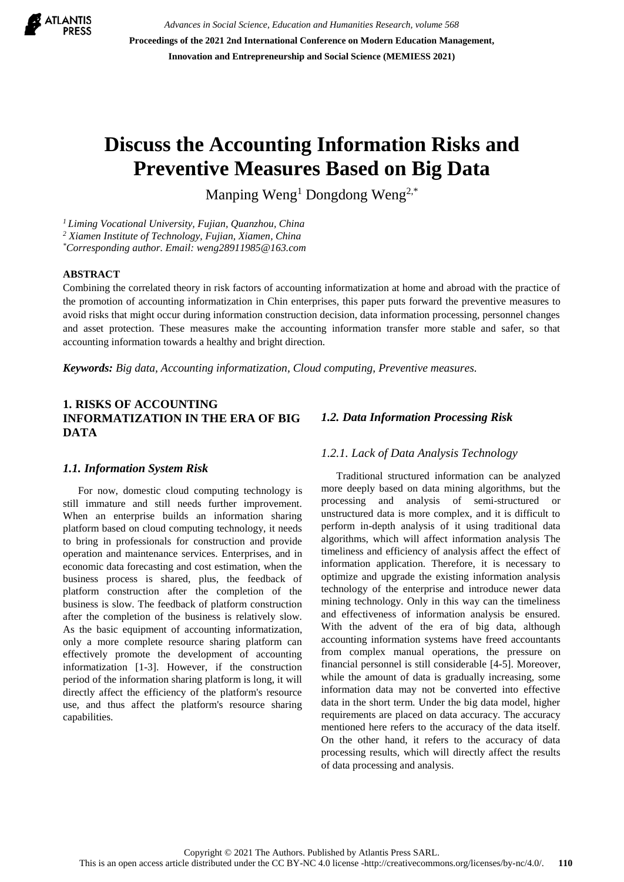# Discuss the Accounting Information Risks and Preventive Measures Based on Big Data

Manping Weng[1] Dongdong Weng[2,*]

[1] *Liming Vocational University, Fujian, Quanzhou, China*
[2] *Xiamen Institute of Technology, Fujian, Xiamen, China*
[*] *Corresponding author. Email: weng28911985@163.com*

## ABSTRACT

Combining the correlated theory in risk factors of accounting informatization at home and abroad with the practice of the promotion of accounting informatization in Chin enterprises, this paper puts forward the preventive measures to avoid risks that might occur during information construction decision, data information processing, personnel changes and asset protection. These measures make the accounting information transfer more stable and safer, so that accounting information towards a healthy and bright direction.

***Keywords:** Big data, Accounting informatization, Cloud computing, Preventive measures.*

## 1. RISKS OF ACCOUNTING INFORMATIZATION IN THE ERA OF BIG DATA

### *1.1. Information System Risk*

For now, domestic cloud computing technology is still immature and still needs further improvement. When an enterprise builds an information sharing platform based on cloud computing technology, it needs to bring in professionals for construction and provide operation and maintenance services. Enterprises, and in economic data forecasting and cost estimation, when the business process is shared, plus, the feedback of platform construction after the completion of the business is slow. The feedback of platform construction after the completion of the business is relatively slow. As the basic equipment of accounting informatization, only a more complete resource sharing platform can effectively promote the development of accounting informatization [1-3]. However, if the construction period of the information sharing platform is long, it will directly affect the efficiency of the platform's resource use, and thus affect the platform's resource sharing capabilities.

### *1.2. Data Information Processing Risk*

#### *1.2.1. Lack of Data Analysis Technology*

Traditional structured information can be analyzed more deeply based on data mining algorithms, but the processing and analysis of semi-structured or unstructured data is more complex, and it is difficult to perform in-depth analysis of it using traditional data algorithms, which will affect information analysis The timeliness and efficiency of analysis affect the effect of information application. Therefore, it is necessary to optimize and upgrade the existing information analysis technology of the enterprise and introduce newer data mining technology. Only in this way can the timeliness and effectiveness of information analysis be ensured. With the advent of the era of big data, although accounting information systems have freed accountants from complex manual operations, the pressure on financial personnel is still considerable [4-5]. Moreover, while the amount of data is gradually increasing, some information data may not be converted into effective data in the short term. Under the big data model, higher requirements are placed on data accuracy. The accuracy mentioned here refers to the accuracy of the data itself. On the other hand, it refers to the accuracy of data processing results, which will directly affect the results of data processing and analysis.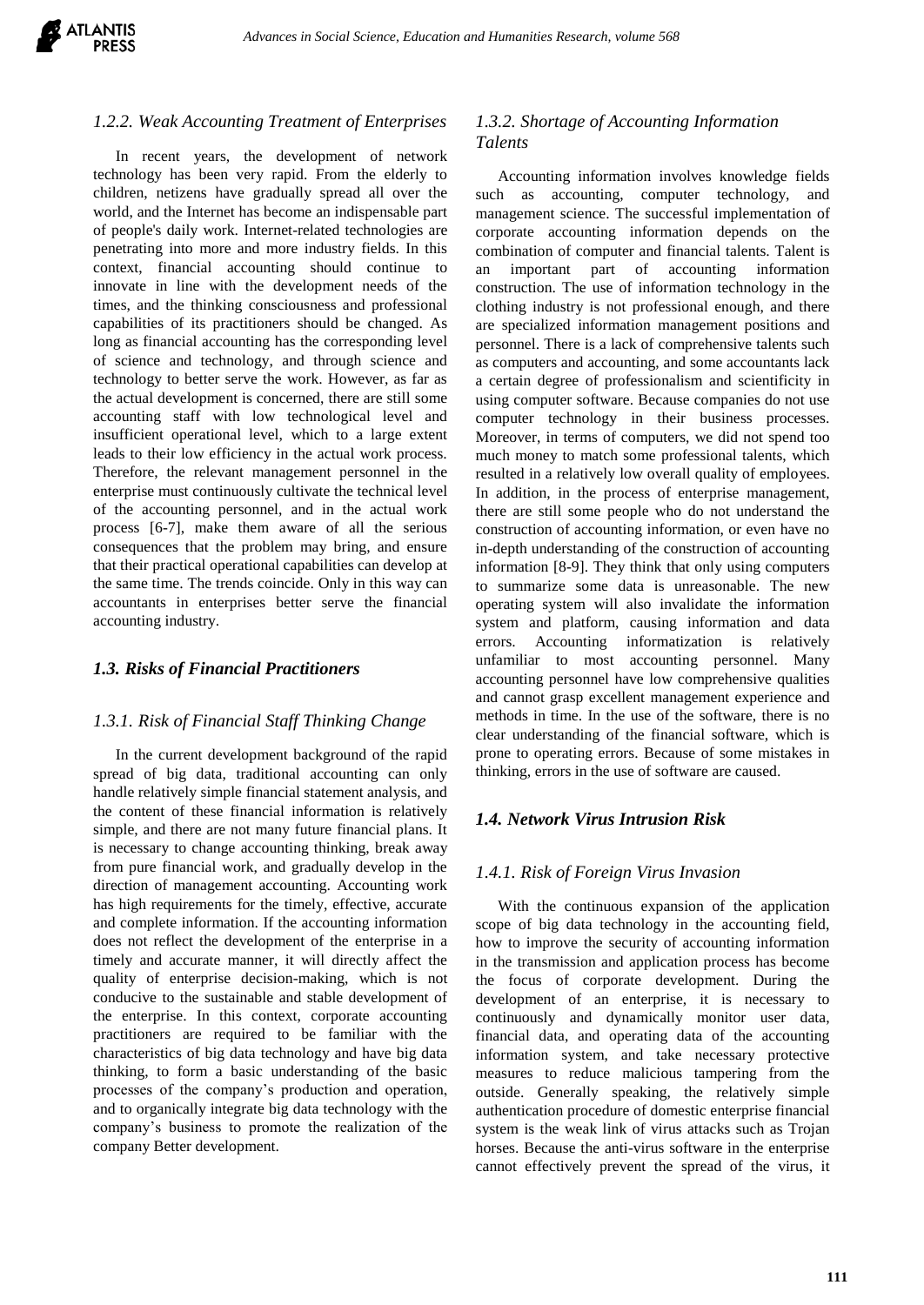#### *1.2.2. Weak Accounting Treatment of Enterprises*

In recent years, the development of network technology has been very rapid. From the elderly to children, netizens have gradually spread all over the world, and the Internet has become an indispensable part of people's daily work. Internet-related technologies are penetrating into more and more industry fields. In this context, financial accounting should continue to innovate in line with the development needs of the times, and the thinking consciousness and professional capabilities of its practitioners should be changed. As long as financial accounting has the corresponding level of science and technology, and through science and technology to better serve the work. However, as far as the actual development is concerned, there are still some accounting staff with low technological level and insufficient operational level, which to a large extent leads to their low efficiency in the actual work process. Therefore, the relevant management personnel in the enterprise must continuously cultivate the technical level of the accounting personnel, and in the actual work process [6-7], make them aware of all the serious consequences that the problem may bring, and ensure that their practical operational capabilities can develop at the same time. The trends coincide. Only in this way can accountants in enterprises better serve the financial accounting industry.

### *1.3. Risks of Financial Practitioners*

#### *1.3.1. Risk of Financial Staff Thinking Change*

In the current development background of the rapid spread of big data, traditional accounting can only handle relatively simple financial statement analysis, and the content of these financial information is relatively simple, and there are not many future financial plans. It is necessary to change accounting thinking, break away from pure financial work, and gradually develop in the direction of management accounting. Accounting work has high requirements for the timely, effective, accurate and complete information. If the accounting information does not reflect the development of the enterprise in a timely and accurate manner, it will directly affect the quality of enterprise decision-making, which is not conducive to the sustainable and stable development of the enterprise. In this context, corporate accounting practitioners are required to be familiar with the characteristics of big data technology and have big data thinking, to form a basic understanding of the basic processes of the company's production and operation, and to organically integrate big data technology with the company's business to promote the realization of the company Better development.

#### *1.3.2. Shortage of Accounting Information Talents*

Accounting information involves knowledge fields such as accounting, computer technology, and management science. The successful implementation of corporate accounting information depends on the combination of computer and financial talents. Talent is an important part of accounting information construction. The use of information technology in the clothing industry is not professional enough, and there are specialized information management positions and personnel. There is a lack of comprehensive talents such as computers and accounting, and some accountants lack a certain degree of professionalism and scientificity in using computer software. Because companies do not use computer technology in their business processes. Moreover, in terms of computers, we did not spend too much money to match some professional talents, which resulted in a relatively low overall quality of employees. In addition, in the process of enterprise management, there are still some people who do not understand the construction of accounting information, or even have no in-depth understanding of the construction of accounting information [8-9]. They think that only using computers to summarize some data is unreasonable. The new operating system will also invalidate the information system and platform, causing information and data errors. Accounting informatization is relatively unfamiliar to most accounting personnel. Many accounting personnel have low comprehensive qualities and cannot grasp excellent management experience and methods in time. In the use of the software, there is no clear understanding of the financial software, which is prone to operating errors. Because of some mistakes in thinking, errors in the use of software are caused.

### *1.4. Network Virus Intrusion Risk*

#### *1.4.1. Risk of Foreign Virus Invasion*

With the continuous expansion of the application scope of big data technology in the accounting field, how to improve the security of accounting information in the transmission and application process has become the focus of corporate development. During the development of an enterprise, it is necessary to continuously and dynamically monitor user data, financial data, and operating data of the accounting information system, and take necessary protective measures to reduce malicious tampering from the outside. Generally speaking, the relatively simple authentication procedure of domestic enterprise financial system is the weak link of virus attacks such as Trojan horses. Because the anti-virus software in the enterprise cannot effectively prevent the spread of the virus, it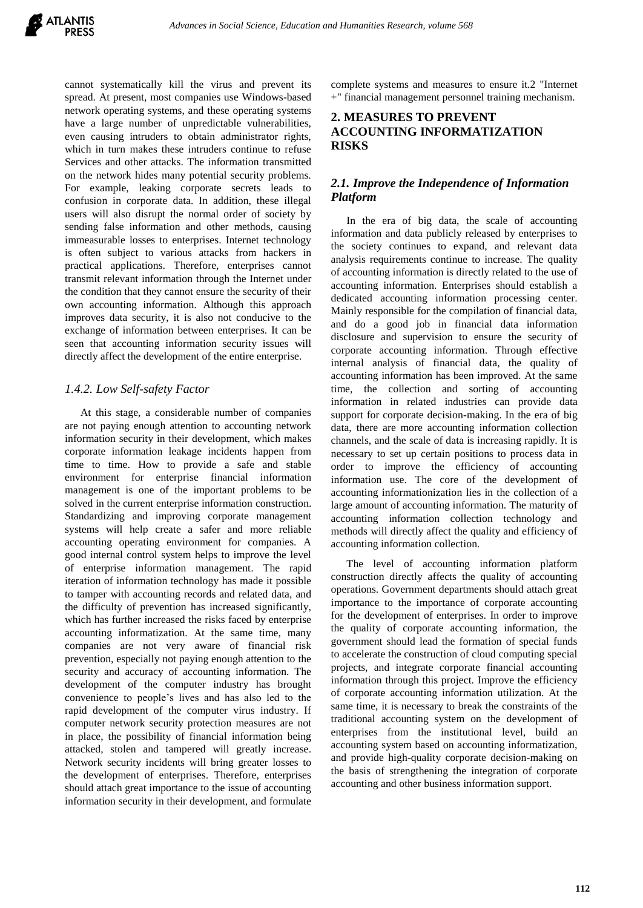cannot systematically kill the virus and prevent its spread. At present, most companies use Windows-based network operating systems, and these operating systems have a large number of unpredictable vulnerabilities, even causing intruders to obtain administrator rights, which in turn makes these intruders continue to refuse Services and other attacks. The information transmitted on the network hides many potential security problems. For example, leaking corporate secrets leads to confusion in corporate data. In addition, these illegal users will also disrupt the normal order of society by sending false information and other methods, causing immeasurable losses to enterprises. Internet technology is often subject to various attacks from hackers in practical applications. Therefore, enterprises cannot transmit relevant information through the Internet under the condition that they cannot ensure the security of their own accounting information. Although this approach improves data security, it is also not conducive to the exchange of information between enterprises. It can be seen that accounting information security issues will directly affect the development of the entire enterprise.

### *1.4.2. Low Self-safety Factor*

At this stage, a considerable number of companies are not paying enough attention to accounting network information security in their development, which makes corporate information leakage incidents happen from time to time. How to provide a safe and stable environment for enterprise financial information management is one of the important problems to be solved in the current enterprise information construction. Standardizing and improving corporate management systems will help create a safer and more reliable accounting operating environment for companies. A good internal control system helps to improve the level of enterprise information management. The rapid iteration of information technology has made it possible to tamper with accounting records and related data, and the difficulty of prevention has increased significantly, which has further increased the risks faced by enterprise accounting informatization. At the same time, many companies are not very aware of financial risk prevention, especially not paying enough attention to the security and accuracy of accounting information. The development of the computer industry has brought convenience to people's lives and has also led to the rapid development of the computer virus industry. If computer network security protection measures are not in place, the possibility of financial information being attacked, stolen and tampered will greatly increase. Network security incidents will bring greater losses to the development of enterprises. Therefore, enterprises should attach great importance to the issue of accounting information security in their development, and formulate complete systems and measures to ensure it.2 "Internet +" financial management personnel training mechanism.

## 2. MEASURES TO PREVENT ACCOUNTING INFORMATIZATION RISKS

### *2.1. Improve the Independence of Information Platform*

In the era of big data, the scale of accounting information and data publicly released by enterprises to the society continues to expand, and relevant data analysis requirements continue to increase. The quality of accounting information is directly related to the use of accounting information. Enterprises should establish a dedicated accounting information processing center. Mainly responsible for the compilation of financial data, and do a good job in financial data information disclosure and supervision to ensure the security of corporate accounting information. Through effective internal analysis of financial data, the quality of accounting information has been improved. At the same time, the collection and sorting of accounting information in related industries can provide data support for corporate decision-making. In the era of big data, there are more accounting information collection channels, and the scale of data is increasing rapidly. It is necessary to set up certain positions to process data in order to improve the efficiency of accounting information use. The core of the development of accounting informationization lies in the collection of a large amount of accounting information. The maturity of accounting information collection technology and methods will directly affect the quality and efficiency of accounting information collection.

The level of accounting information platform construction directly affects the quality of accounting operations. Government departments should attach great importance to the importance of corporate accounting for the development of enterprises. In order to improve the quality of corporate accounting information, the government should lead the formation of special funds to accelerate the construction of cloud computing special projects, and integrate corporate financial accounting information through this project. Improve the efficiency of corporate accounting information utilization. At the same time, it is necessary to break the constraints of the traditional accounting system on the development of enterprises from the institutional level, build an accounting system based on accounting informatization, and provide high-quality corporate decision-making on the basis of strengthening the integration of corporate accounting and other business information support.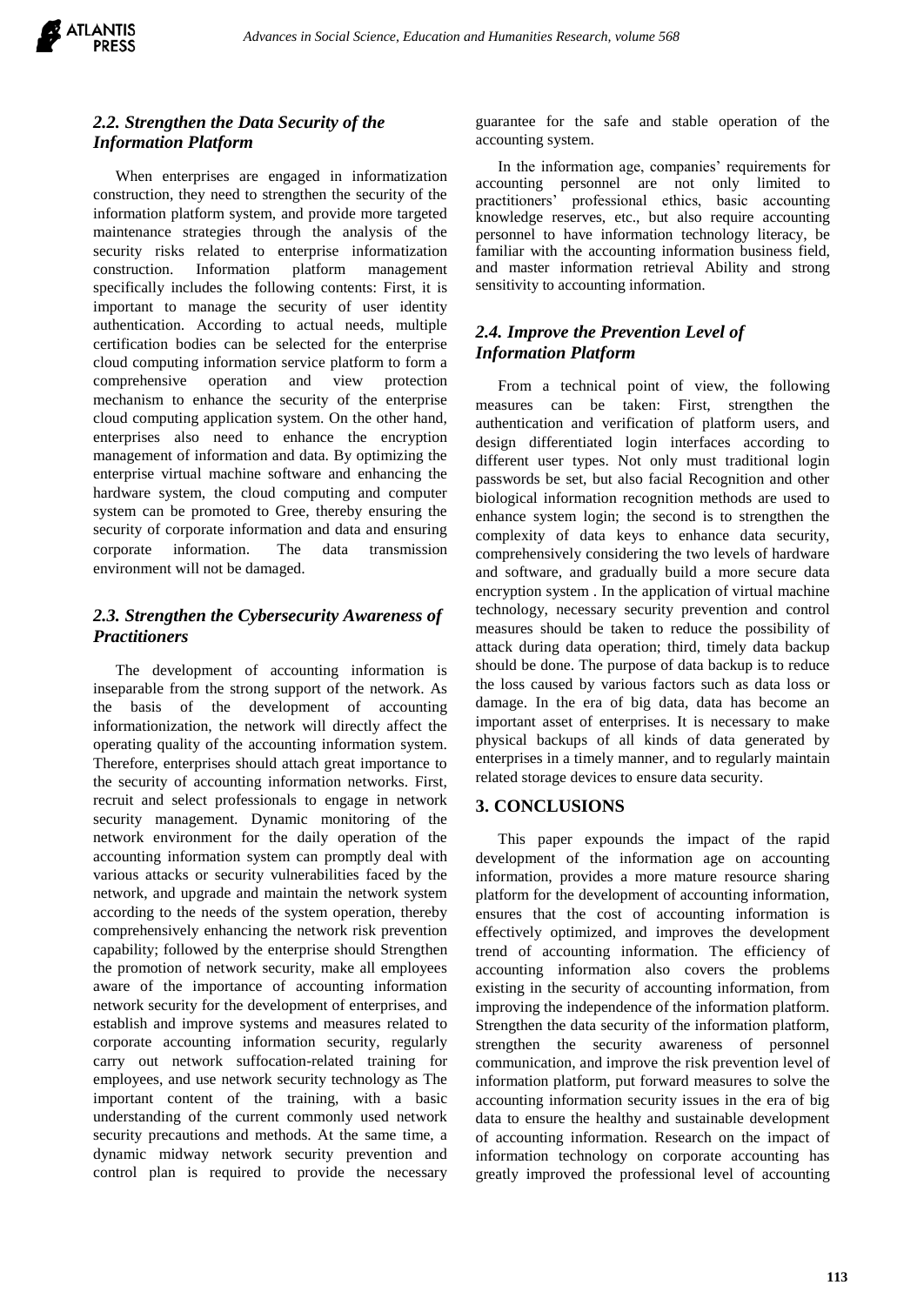### 2.2. Strengthen the Data Security of the Information Platform

When enterprises are engaged in informatization construction, they need to strengthen the security of the information platform system, and provide more targeted maintenance strategies through the analysis of the security risks related to enterprise informatization construction. Information platform management specifically includes the following contents: First, it is important to manage the security of user identity authentication. According to actual needs, multiple certification bodies can be selected for the enterprise cloud computing information service platform to form a comprehensive operation and view protection mechanism to enhance the security of the enterprise cloud computing application system. On the other hand, enterprises also need to enhance the encryption management of information and data. By optimizing the enterprise virtual machine software and enhancing the hardware system, the cloud computing and computer system can be promoted to Gree, thereby ensuring the security of corporate information and data and ensuring corporate information. The data transmission environment will not be damaged.

### 2.3. Strengthen the Cybersecurity Awareness of Practitioners

The development of accounting information is inseparable from the strong support of the network. As the basis of the development of accounting informationization, the network will directly affect the operating quality of the accounting information system. Therefore, enterprises should attach great importance to the security of accounting information networks. First, recruit and select professionals to engage in network security management. Dynamic monitoring of the network environment for the daily operation of the accounting information system can promptly deal with various attacks or security vulnerabilities faced by the network, and upgrade and maintain the network system according to the needs of the system operation, thereby comprehensively enhancing the network risk prevention capability; followed by the enterprise should Strengthen the promotion of network security, make all employees aware of the importance of accounting information network security for the development of enterprises, and establish and improve systems and measures related to corporate accounting information security, regularly carry out network suffocation-related training for employees, and use network security technology as The important content of the training, with a basic understanding of the current commonly used network security precautions and methods. At the same time, a dynamic midway network security prevention and control plan is required to provide the necessary guarantee for the safe and stable operation of the accounting system.

In the information age, companies' requirements for accounting personnel are not only limited to practitioners' professional ethics, basic accounting knowledge reserves, etc., but also require accounting personnel to have information technology literacy, be familiar with the accounting information business field, and master information retrieval Ability and strong sensitivity to accounting information.

### 2.4. Improve the Prevention Level of Information Platform

From a technical point of view, the following measures can be taken: First, strengthen the authentication and verification of platform users, and design differentiated login interfaces according to different user types. Not only must traditional login passwords be set, but also facial Recognition and other biological information recognition methods are used to enhance system login; the second is to strengthen the complexity of data keys to enhance data security, comprehensively considering the two levels of hardware and software, and gradually build a more secure data encryption system . In the application of virtual machine technology, necessary security prevention and control measures should be taken to reduce the possibility of attack during data operation; third, timely data backup should be done. The purpose of data backup is to reduce the loss caused by various factors such as data loss or damage. In the era of big data, data has become an important asset of enterprises. It is necessary to make physical backups of all kinds of data generated by enterprises in a timely manner, and to regularly maintain related storage devices to ensure data security.

## 3. CONCLUSIONS

This paper expounds the impact of the rapid development of the information age on accounting information, provides a more mature resource sharing platform for the development of accounting information, ensures that the cost of accounting information is effectively optimized, and improves the development trend of accounting information. The efficiency of accounting information also covers the problems existing in the security of accounting information, from improving the independence of the information platform. Strengthen the data security of the information platform, strengthen the security awareness of personnel communication, and improve the risk prevention level of information platform, put forward measures to solve the accounting information security issues in the era of big data to ensure the healthy and sustainable development of accounting information. Research on the impact of information technology on corporate accounting has greatly improved the professional level of accounting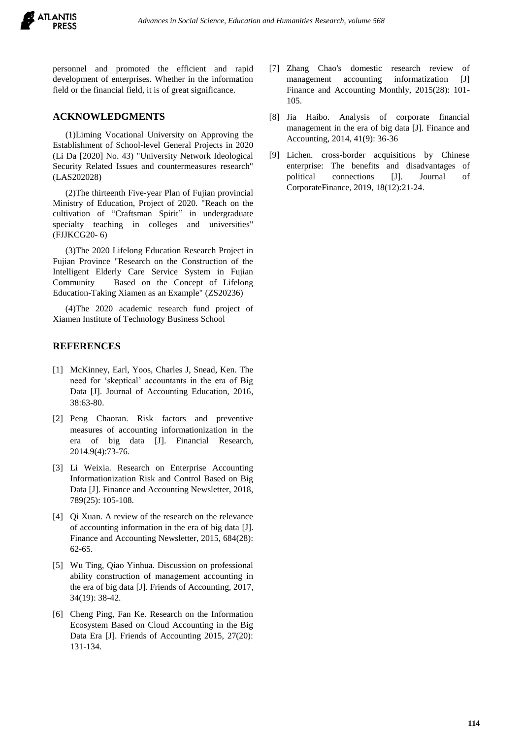personnel and promoted the efficient and rapid development of enterprises. Whether in the information field or the financial field, it is of great significance.

## ACKNOWLEDGMENTS

(1)Liming Vocational University on Approving the Establishment of School-level General Projects in 2020 (Li Da [2020] No. 43) "University Network Ideological Security Related Issues and countermeasures research" (LAS202028)

(2)The thirteenth Five-year Plan of Fujian provincial Ministry of Education, Project of 2020. "Reach on the cultivation of "Craftsman Spirit" in undergraduate specialty teaching in colleges and universities" (FJJKCG20- 6)

(3)The 2020 Lifelong Education Research Project in Fujian Province "Research on the Construction of the Intelligent Elderly Care Service System in Fujian Community Based on the Concept of Lifelong Education-Taking Xiamen as an Example" (ZS20236)

(4)The 2020 academic research fund project of Xiamen Institute of Technology Business School

## REFERENCES

[1] McKinney, Earl, Yoos, Charles J, Snead, Ken. The need for 'skeptical' accountants in the era of Big Data [J]. Journal of Accounting Education, 2016, 38:63-80.

[2] Peng Chaoran. Risk factors and preventive measures of accounting informationization in the era of big data [J]. Financial Research, 2014.9(4):73-76.

[3] Li Weixia. Research on Enterprise Accounting Informationization Risk and Control Based on Big Data [J]. Finance and Accounting Newsletter, 2018, 789(25): 105-108.

[4] Qi Xuan. A review of the research on the relevance of accounting information in the era of big data [J]. Finance and Accounting Newsletter, 2015, 684(28): 62-65.

[5] Wu Ting, Qiao Yinhua. Discussion on professional ability construction of management accounting in the era of big data [J]. Friends of Accounting, 2017, 34(19): 38-42.

[6] Cheng Ping, Fan Ke. Research on the Information Ecosystem Based on Cloud Accounting in the Big Data Era [J]. Friends of Accounting 2015, 27(20): 131-134.

[7] Zhang Chao's domestic research review of management accounting informatization [J] Finance and Accounting Monthly, 2015(28): 101-105.

[8] Jia Haibo. Analysis of corporate financial management in the era of big data [J]. Finance and Accounting, 2014, 41(9): 36-36

[9] Lichen. cross-border acquisitions by Chinese enterprise: The benefits and disadvantages of political connections [J]. Journal of CorporateFinance, 2019, 18(12):21-24.